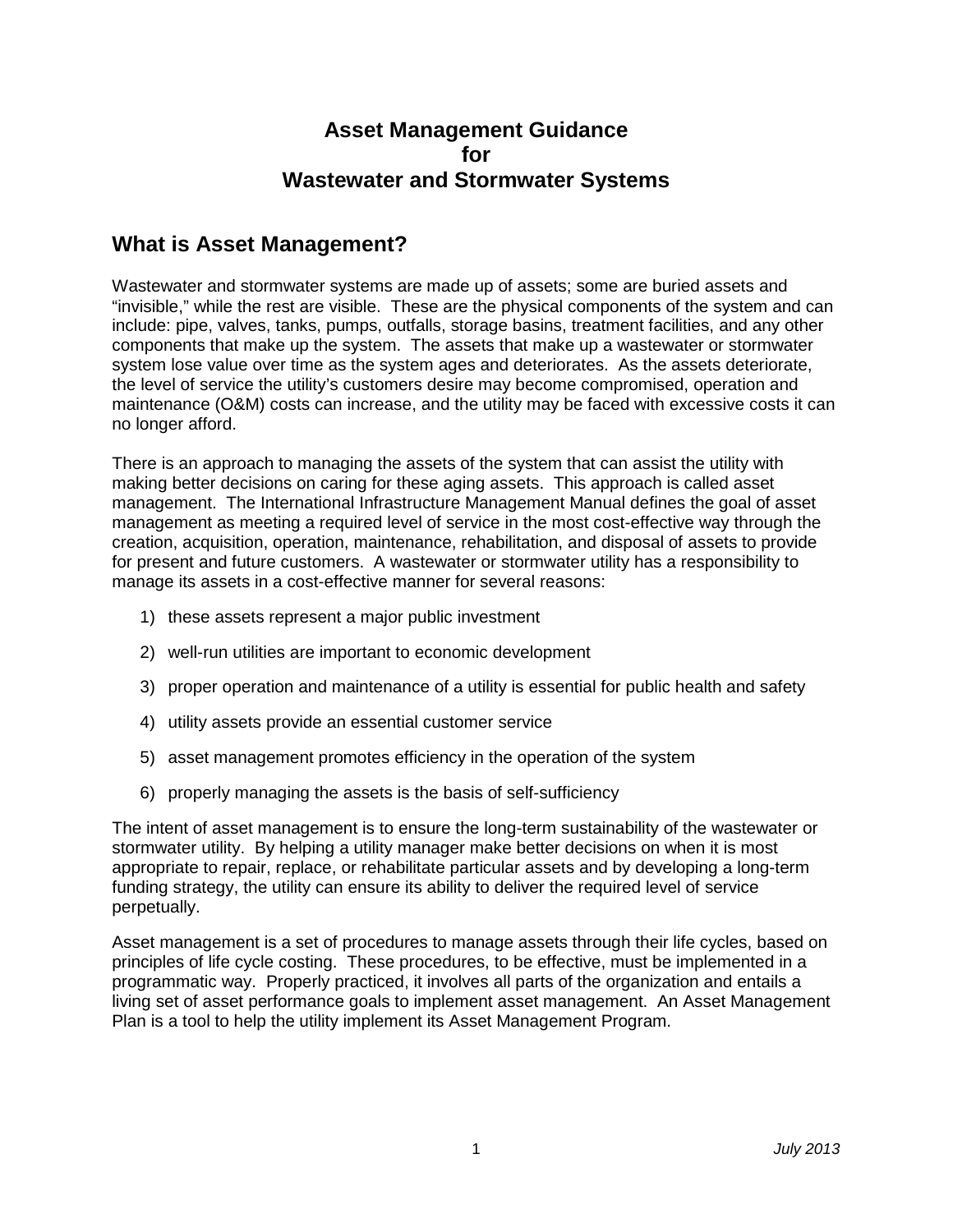# Asset Management Guidance for Wastewater and Stormwater Systems

## What is Asset Management?

Wastewater and stormwater systems are made up of assets; some are buried assets and "invisible," while the rest are visible. These are the physical components of the system and can include: pipe, valves, tanks, pumps, outfalls, storage basins, treatment facilities, and any other components that make up the system. The assets that make up a wastewater or stormwater system lose value over time as the system ages and deteriorates. As the assets deteriorate, the level of service the utility's customers desire may become compromised, operation and maintenance (O&M) costs can increase, and the utility may be faced with excessive costs it can no longer afford.

There is an approach to managing the assets of the system that can assist the utility with making better decisions on caring for these aging assets. This approach is called asset management. The International Infrastructure Management Manual defines the goal of asset management as meeting a required level of service in the most cost-effective way through the creation, acquisition, operation, maintenance, rehabilitation, and disposal of assets to provide for present and future customers. A wastewater or stormwater utility has a responsibility to manage its assets in a cost-effective manner for several reasons:

1) these assets represent a major public investment
2) well-run utilities are important to economic development
3) proper operation and maintenance of a utility is essential for public health and safety
4) utility assets provide an essential customer service
5) asset management promotes efficiency in the operation of the system
6) properly managing the assets is the basis of self-sufficiency

The intent of asset management is to ensure the long-term sustainability of the wastewater or stormwater utility. By helping a utility manager make better decisions on when it is most appropriate to repair, replace, or rehabilitate particular assets and by developing a long-term funding strategy, the utility can ensure its ability to deliver the required level of service perpetually.

Asset management is a set of procedures to manage assets through their life cycles, based on principles of life cycle costing. These procedures, to be effective, must be implemented in a programmatic way. Properly practiced, it involves all parts of the organization and entails a living set of asset performance goals to implement asset management. An Asset Management Plan is a tool to help the utility implement its Asset Management Program.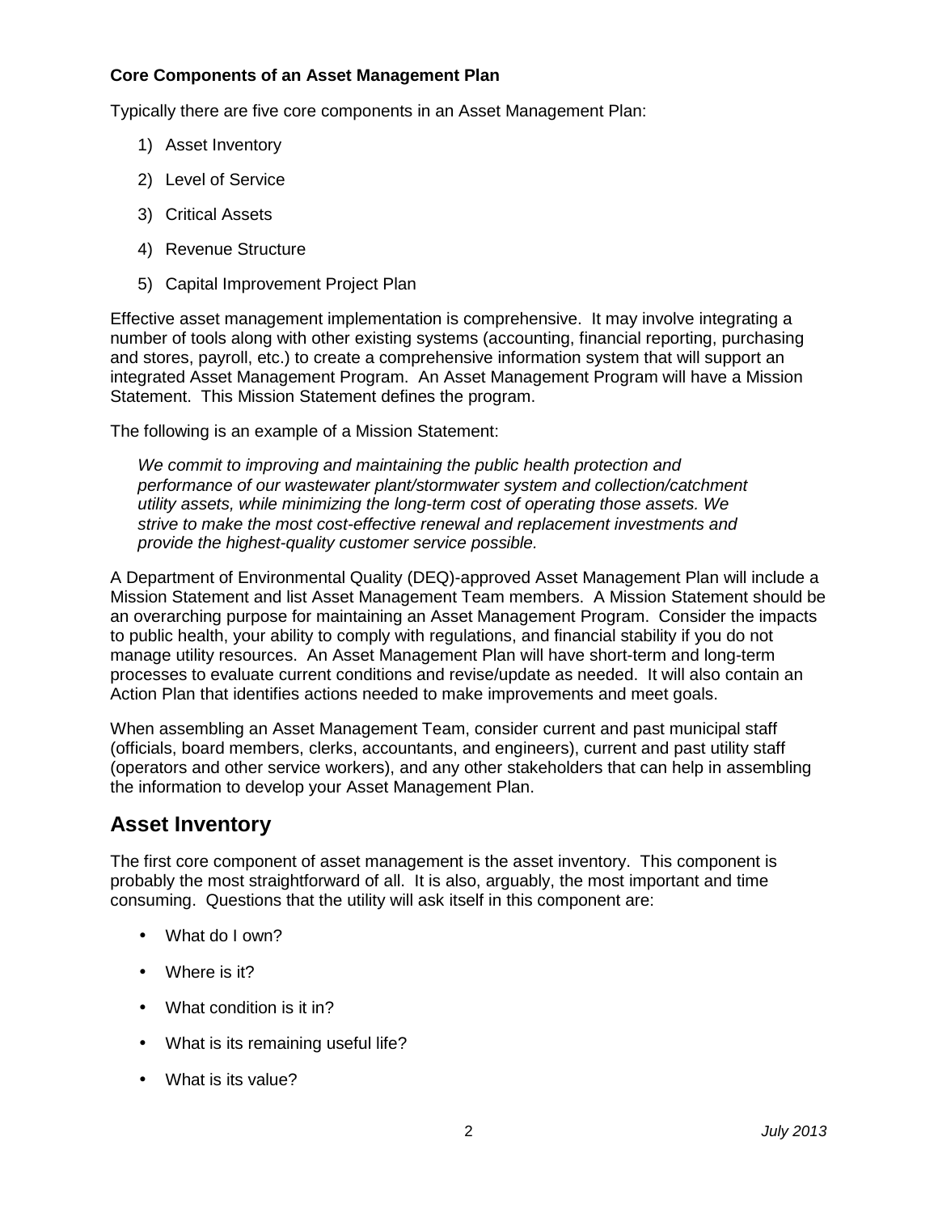**Core Components of an Asset Management Plan**

Typically there are five core components in an Asset Management Plan:

1) Asset Inventory
2) Level of Service
3) Critical Assets
4) Revenue Structure
5) Capital Improvement Project Plan

Effective asset management implementation is comprehensive. It may involve integrating a number of tools along with other existing systems (accounting, financial reporting, purchasing and stores, payroll, etc.) to create a comprehensive information system that will support an integrated Asset Management Program. An Asset Management Program will have a Mission Statement. This Mission Statement defines the program.

The following is an example of a Mission Statement:

> *We commit to improving and maintaining the public health protection and performance of our wastewater plant/stormwater system and collection/catchment utility assets, while minimizing the long-term cost of operating those assets. We strive to make the most cost-effective renewal and replacement investments and provide the highest-quality customer service possible.*

A Department of Environmental Quality (DEQ)-approved Asset Management Plan will include a Mission Statement and list Asset Management Team members. A Mission Statement should be an overarching purpose for maintaining an Asset Management Program. Consider the impacts to public health, your ability to comply with regulations, and financial stability if you do not manage utility resources. An Asset Management Plan will have short-term and long-term processes to evaluate current conditions and revise/update as needed. It will also contain an Action Plan that identifies actions needed to make improvements and meet goals.

When assembling an Asset Management Team, consider current and past municipal staff (officials, board members, clerks, accountants, and engineers), current and past utility staff (operators and other service workers), and any other stakeholders that can help in assembling the information to develop your Asset Management Plan.

## Asset Inventory

The first core component of asset management is the asset inventory. This component is probably the most straightforward of all. It is also, arguably, the most important and time consuming. Questions that the utility will ask itself in this component are:

- What do I own?
- Where is it?
- What condition is it in?
- What is its remaining useful life?
- What is its value?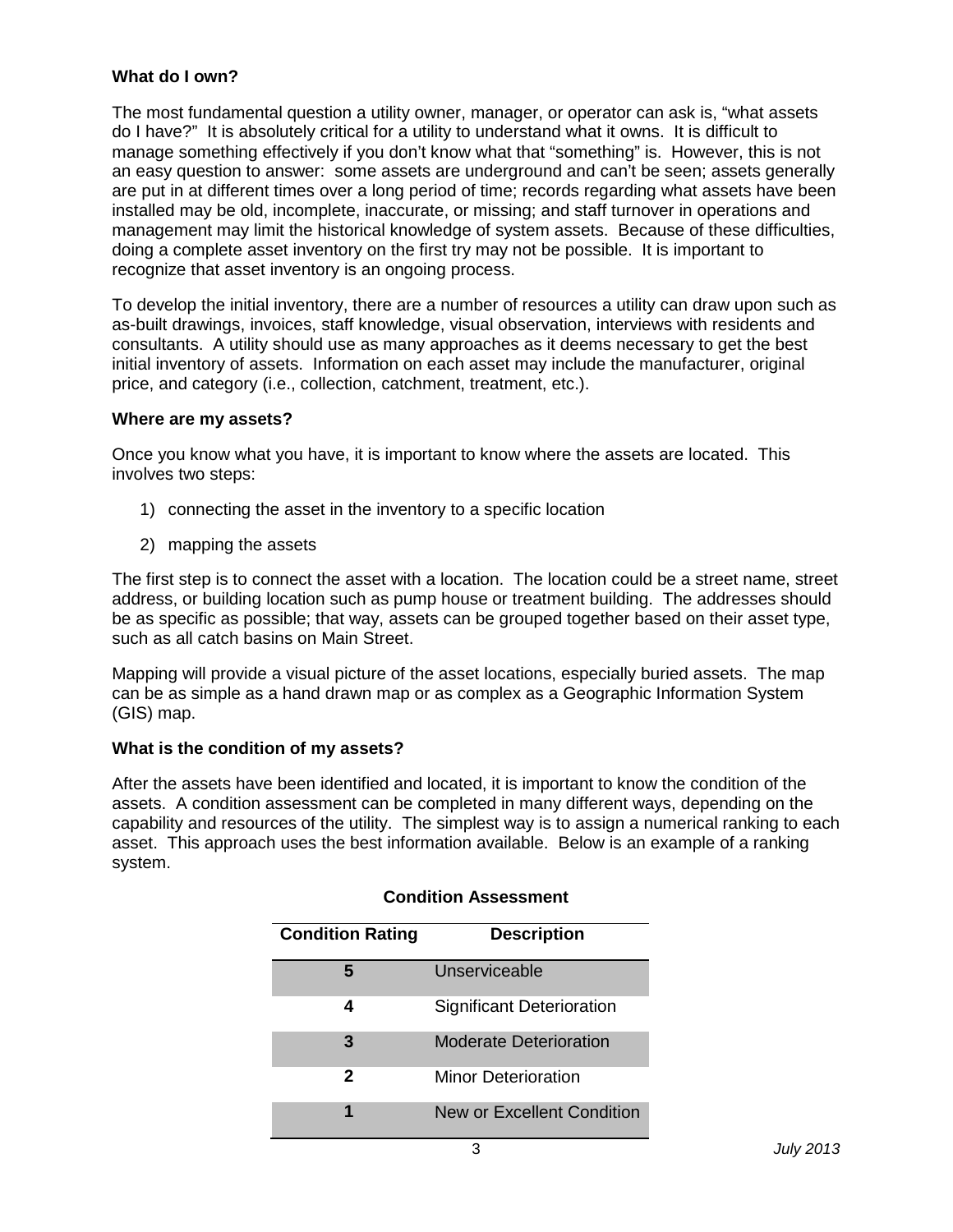**What do I own?**

The most fundamental question a utility owner, manager, or operator can ask is, "what assets do I have?" It is absolutely critical for a utility to understand what it owns. It is difficult to manage something effectively if you don't know what that "something" is. However, this is not an easy question to answer: some assets are underground and can't be seen; assets generally are put in at different times over a long period of time; records regarding what assets have been installed may be old, incomplete, inaccurate, or missing; and staff turnover in operations and management may limit the historical knowledge of system assets. Because of these difficulties, doing a complete asset inventory on the first try may not be possible. It is important to recognize that asset inventory is an ongoing process.

To develop the initial inventory, there are a number of resources a utility can draw upon such as as-built drawings, invoices, staff knowledge, visual observation, interviews with residents and consultants. A utility should use as many approaches as it deems necessary to get the best initial inventory of assets. Information on each asset may include the manufacturer, original price, and category (i.e., collection, catchment, treatment, etc.).

**Where are my assets?**

Once you know what you have, it is important to know where the assets are located. This involves two steps:

1) connecting the asset in the inventory to a specific location
2) mapping the assets

The first step is to connect the asset with a location. The location could be a street name, street address, or building location such as pump house or treatment building. The addresses should be as specific as possible; that way, assets can be grouped together based on their asset type, such as all catch basins on Main Street.

Mapping will provide a visual picture of the asset locations, especially buried assets. The map can be as simple as a hand drawn map or as complex as a Geographic Information System (GIS) map.

**What is the condition of my assets?**

After the assets have been identified and located, it is important to know the condition of the assets. A condition assessment can be completed in many different ways, depending on the capability and resources of the utility. The simplest way is to assign a numerical ranking to each asset. This approach uses the best information available. Below is an example of a ranking system.

**Condition Assessment**

| Condition Rating | Description |
|---|---|
| **5** | Unserviceable |
| **4** | Significant Deterioration |
| **3** | Moderate Deterioration |
| **2** | Minor Deterioration |
| **1** | New or Excellent Condition |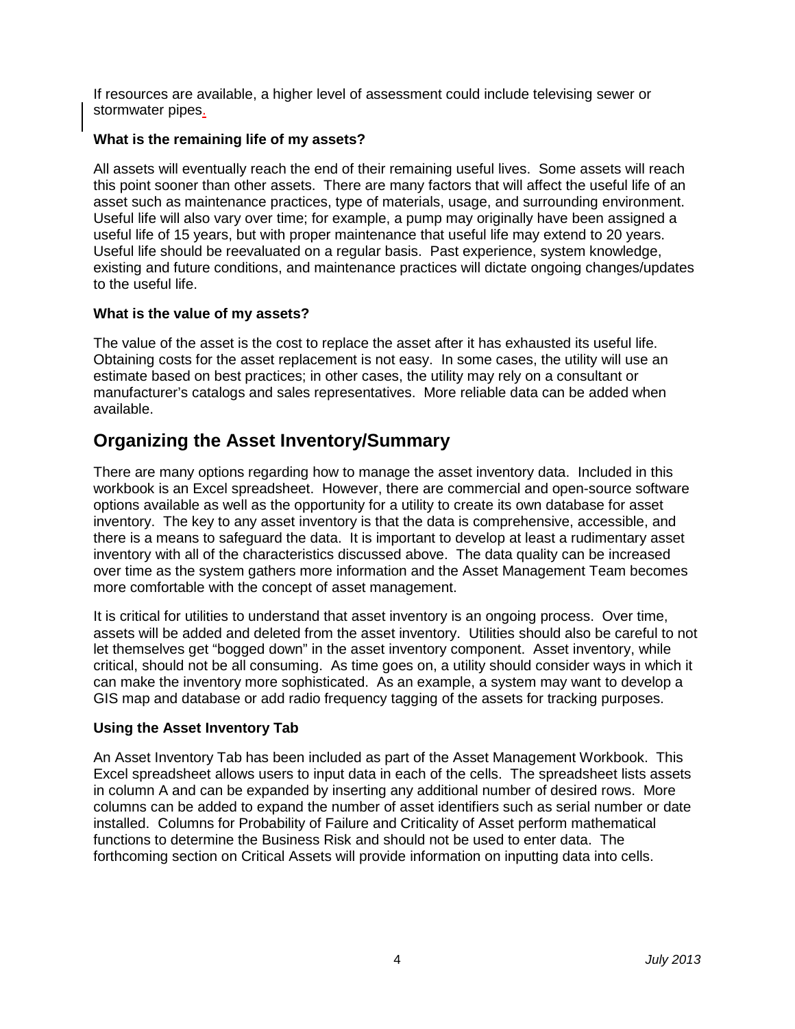If resources are available, a higher level of assessment could include televising sewer or stormwater pipes.

**What is the remaining life of my assets?**

All assets will eventually reach the end of their remaining useful lives. Some assets will reach this point sooner than other assets. There are many factors that will affect the useful life of an asset such as maintenance practices, type of materials, usage, and surrounding environment. Useful life will also vary over time; for example, a pump may originally have been assigned a useful life of 15 years, but with proper maintenance that useful life may extend to 20 years. Useful life should be reevaluated on a regular basis. Past experience, system knowledge, existing and future conditions, and maintenance practices will dictate ongoing changes/updates to the useful life.

**What is the value of my assets?**

The value of the asset is the cost to replace the asset after it has exhausted its useful life. Obtaining costs for the asset replacement is not easy. In some cases, the utility will use an estimate based on best practices; in other cases, the utility may rely on a consultant or manufacturer's catalogs and sales representatives. More reliable data can be added when available.

## Organizing the Asset Inventory/Summary

There are many options regarding how to manage the asset inventory data. Included in this workbook is an Excel spreadsheet. However, there are commercial and open-source software options available as well as the opportunity for a utility to create its own database for asset inventory. The key to any asset inventory is that the data is comprehensive, accessible, and there is a means to safeguard the data. It is important to develop at least a rudimentary asset inventory with all of the characteristics discussed above. The data quality can be increased over time as the system gathers more information and the Asset Management Team becomes more comfortable with the concept of asset management.

It is critical for utilities to understand that asset inventory is an ongoing process. Over time, assets will be added and deleted from the asset inventory. Utilities should also be careful to not let themselves get "bogged down" in the asset inventory component. Asset inventory, while critical, should not be all consuming. As time goes on, a utility should consider ways in which it can make the inventory more sophisticated. As an example, a system may want to develop a GIS map and database or add radio frequency tagging of the assets for tracking purposes.

**Using the Asset Inventory Tab**

An Asset Inventory Tab has been included as part of the Asset Management Workbook. This Excel spreadsheet allows users to input data in each of the cells. The spreadsheet lists assets in column A and can be expanded by inserting any additional number of desired rows. More columns can be added to expand the number of asset identifiers such as serial number or date installed. Columns for Probability of Failure and Criticality of Asset perform mathematical functions to determine the Business Risk and should not be used to enter data. The forthcoming section on Critical Assets will provide information on inputting data into cells.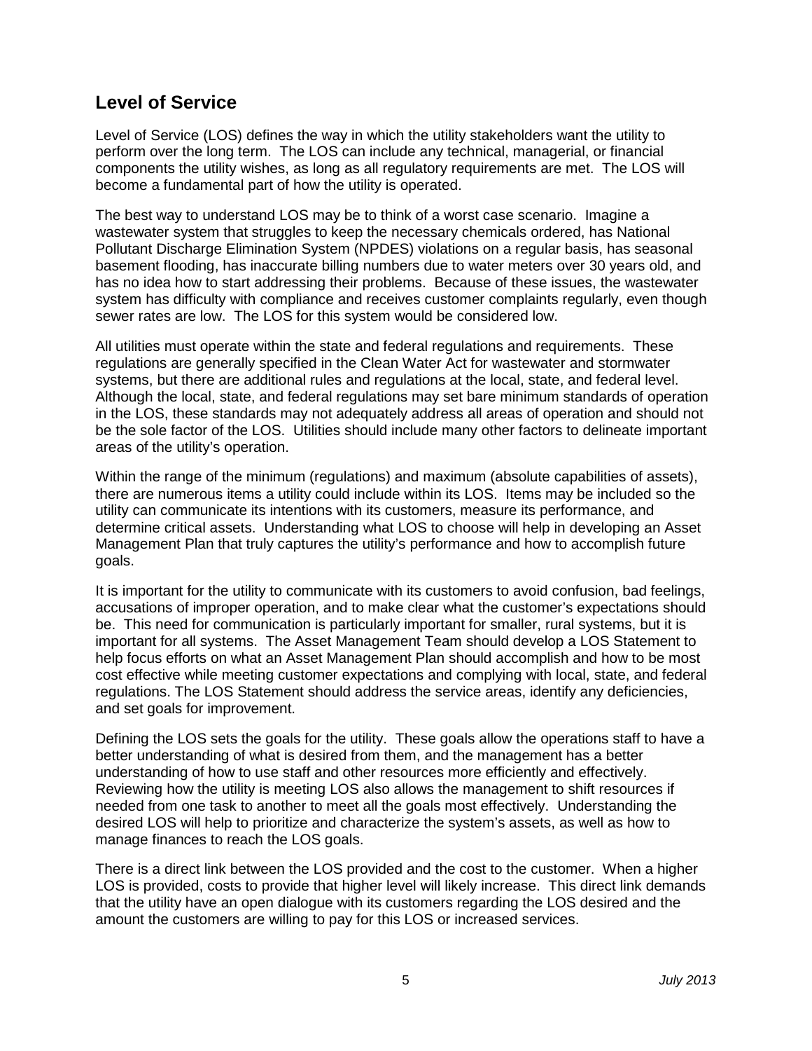## Level of Service

Level of Service (LOS) defines the way in which the utility stakeholders want the utility to perform over the long term. The LOS can include any technical, managerial, or financial components the utility wishes, as long as all regulatory requirements are met. The LOS will become a fundamental part of how the utility is operated.

The best way to understand LOS may be to think of a worst case scenario. Imagine a wastewater system that struggles to keep the necessary chemicals ordered, has National Pollutant Discharge Elimination System (NPDES) violations on a regular basis, has seasonal basement flooding, has inaccurate billing numbers due to water meters over 30 years old, and has no idea how to start addressing their problems. Because of these issues, the wastewater system has difficulty with compliance and receives customer complaints regularly, even though sewer rates are low. The LOS for this system would be considered low.

All utilities must operate within the state and federal regulations and requirements. These regulations are generally specified in the Clean Water Act for wastewater and stormwater systems, but there are additional rules and regulations at the local, state, and federal level. Although the local, state, and federal regulations may set bare minimum standards of operation in the LOS, these standards may not adequately address all areas of operation and should not be the sole factor of the LOS. Utilities should include many other factors to delineate important areas of the utility's operation.

Within the range of the minimum (regulations) and maximum (absolute capabilities of assets), there are numerous items a utility could include within its LOS. Items may be included so the utility can communicate its intentions with its customers, measure its performance, and determine critical assets. Understanding what LOS to choose will help in developing an Asset Management Plan that truly captures the utility's performance and how to accomplish future goals.

It is important for the utility to communicate with its customers to avoid confusion, bad feelings, accusations of improper operation, and to make clear what the customer's expectations should be. This need for communication is particularly important for smaller, rural systems, but it is important for all systems. The Asset Management Team should develop a LOS Statement to help focus efforts on what an Asset Management Plan should accomplish and how to be most cost effective while meeting customer expectations and complying with local, state, and federal regulations. The LOS Statement should address the service areas, identify any deficiencies, and set goals for improvement.

Defining the LOS sets the goals for the utility. These goals allow the operations staff to have a better understanding of what is desired from them, and the management has a better understanding of how to use staff and other resources more efficiently and effectively. Reviewing how the utility is meeting LOS also allows the management to shift resources if needed from one task to another to meet all the goals most effectively. Understanding the desired LOS will help to prioritize and characterize the system's assets, as well as how to manage finances to reach the LOS goals.

There is a direct link between the LOS provided and the cost to the customer. When a higher LOS is provided, costs to provide that higher level will likely increase. This direct link demands that the utility have an open dialogue with its customers regarding the LOS desired and the amount the customers are willing to pay for this LOS or increased services.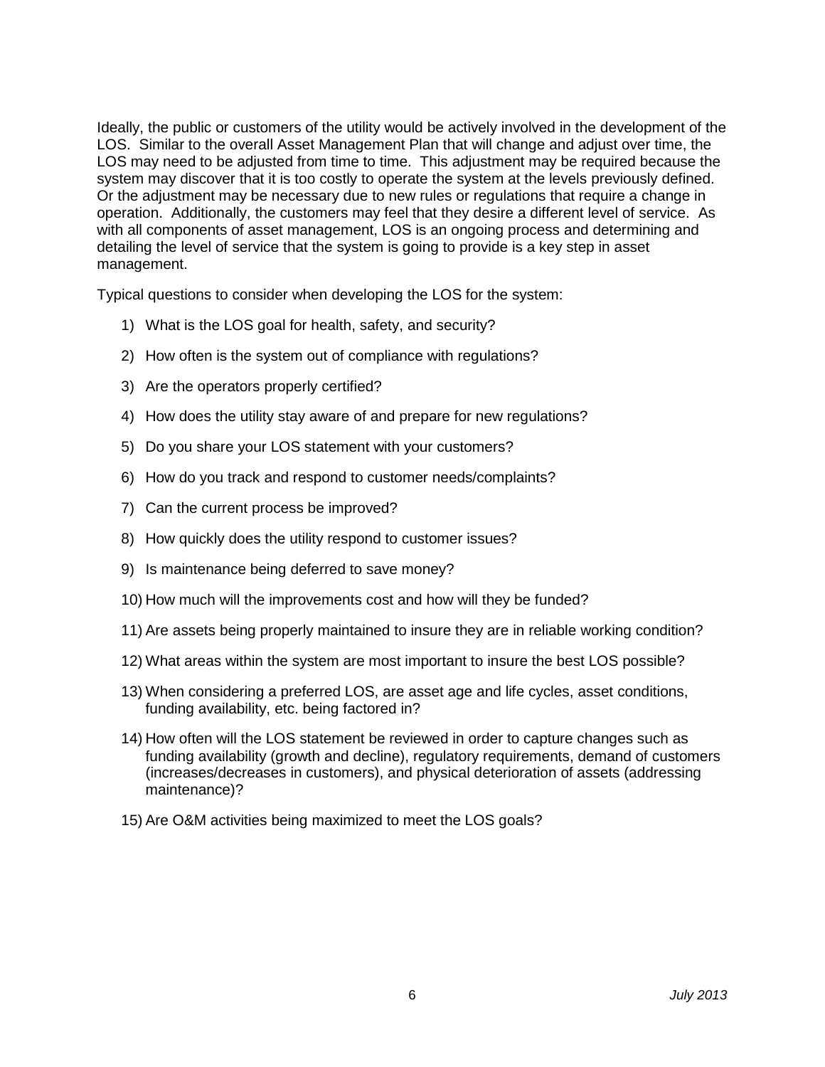Ideally, the public or customers of the utility would be actively involved in the development of the LOS. Similar to the overall Asset Management Plan that will change and adjust over time, the LOS may need to be adjusted from time to time. This adjustment may be required because the system may discover that it is too costly to operate the system at the levels previously defined. Or the adjustment may be necessary due to new rules or regulations that require a change in operation. Additionally, the customers may feel that they desire a different level of service. As with all components of asset management, LOS is an ongoing process and determining and detailing the level of service that the system is going to provide is a key step in asset management.

Typical questions to consider when developing the LOS for the system:

1) What is the LOS goal for health, safety, and security?
2) How often is the system out of compliance with regulations?
3) Are the operators properly certified?
4) How does the utility stay aware of and prepare for new regulations?
5) Do you share your LOS statement with your customers?
6) How do you track and respond to customer needs/complaints?
7) Can the current process be improved?
8) How quickly does the utility respond to customer issues?
9) Is maintenance being deferred to save money?
10) How much will the improvements cost and how will they be funded?
11) Are assets being properly maintained to insure they are in reliable working condition?
12) What areas within the system are most important to insure the best LOS possible?
13) When considering a preferred LOS, are asset age and life cycles, asset conditions, funding availability, etc. being factored in?
14) How often will the LOS statement be reviewed in order to capture changes such as funding availability (growth and decline), regulatory requirements, demand of customers (increases/decreases in customers), and physical deterioration of assets (addressing maintenance)?
15) Are O&M activities being maximized to meet the LOS goals?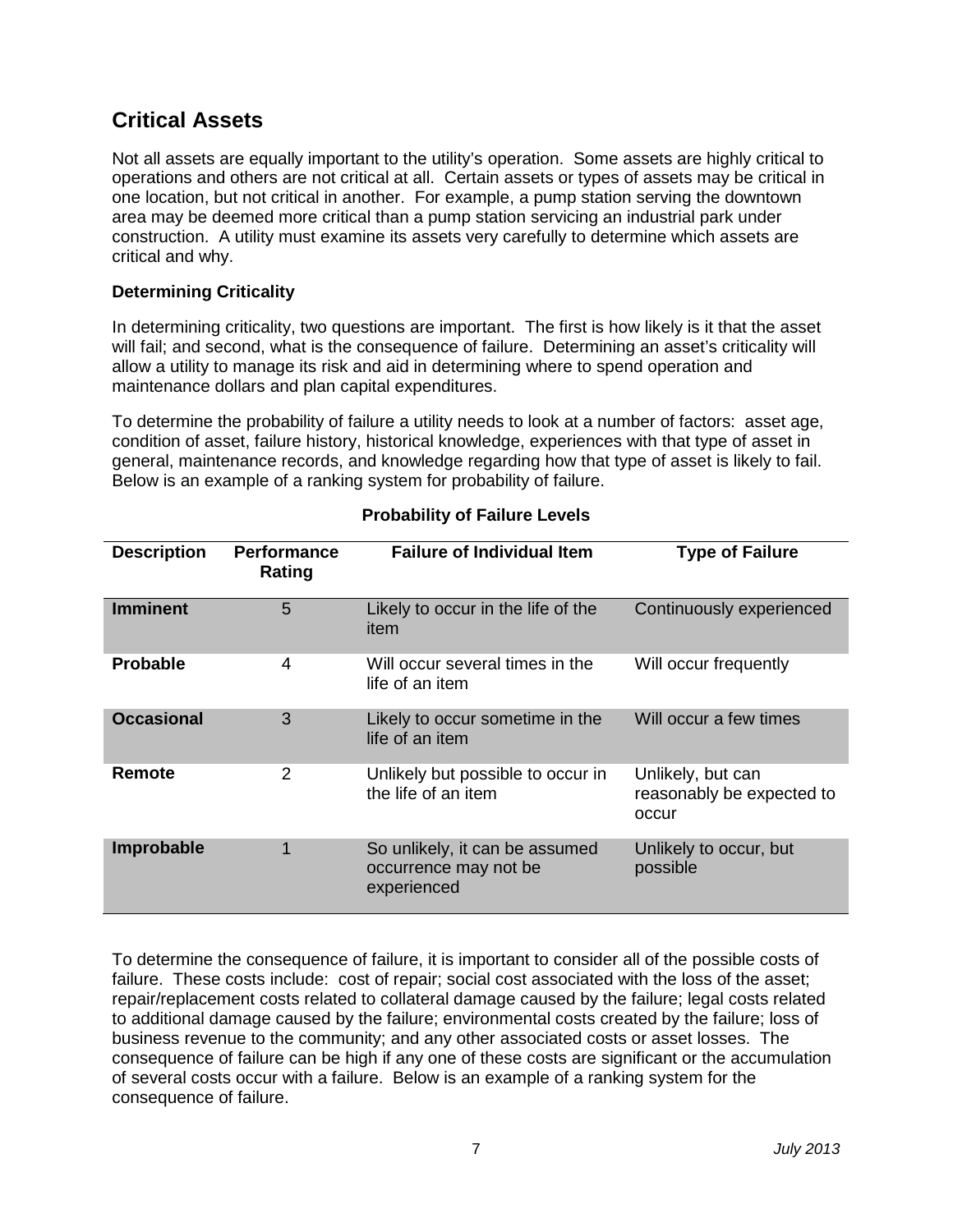## Critical Assets

Not all assets are equally important to the utility's operation. Some assets are highly critical to operations and others are not critical at all. Certain assets or types of assets may be critical in one location, but not critical in another. For example, a pump station serving the downtown area may be deemed more critical than a pump station servicing an industrial park under construction. A utility must examine its assets very carefully to determine which assets are critical and why.

### Determining Criticality

In determining criticality, two questions are important. The first is how likely is it that the asset will fail; and second, what is the consequence of failure. Determining an asset's criticality will allow a utility to manage its risk and aid in determining where to spend operation and maintenance dollars and plan capital expenditures.

To determine the probability of failure a utility needs to look at a number of factors: asset age, condition of asset, failure history, historical knowledge, experiences with that type of asset in general, maintenance records, and knowledge regarding how that type of asset is likely to fail. Below is an example of a ranking system for probability of failure.

**Probability of Failure Levels**

| Description | Performance Rating | Failure of Individual Item | Type of Failure |
|---|---|---|---|
| **Imminent** | 5 | Likely to occur in the life of the item | Continuously experienced |
| **Probable** | 4 | Will occur several times in the life of an item | Will occur frequently |
| **Occasional** | 3 | Likely to occur sometime in the life of an item | Will occur a few times |
| **Remote** | 2 | Unlikely but possible to occur in the life of an item | Unlikely, but can reasonably be expected to occur |
| **Improbable** | 1 | So unlikely, it can be assumed occurrence may not be experienced | Unlikely to occur, but possible |

To determine the consequence of failure, it is important to consider all of the possible costs of failure. These costs include: cost of repair; social cost associated with the loss of the asset; repair/replacement costs related to collateral damage caused by the failure; legal costs related to additional damage caused by the failure; environmental costs created by the failure; loss of business revenue to the community; and any other associated costs or asset losses. The consequence of failure can be high if any one of these costs are significant or the accumulation of several costs occur with a failure. Below is an example of a ranking system for the consequence of failure.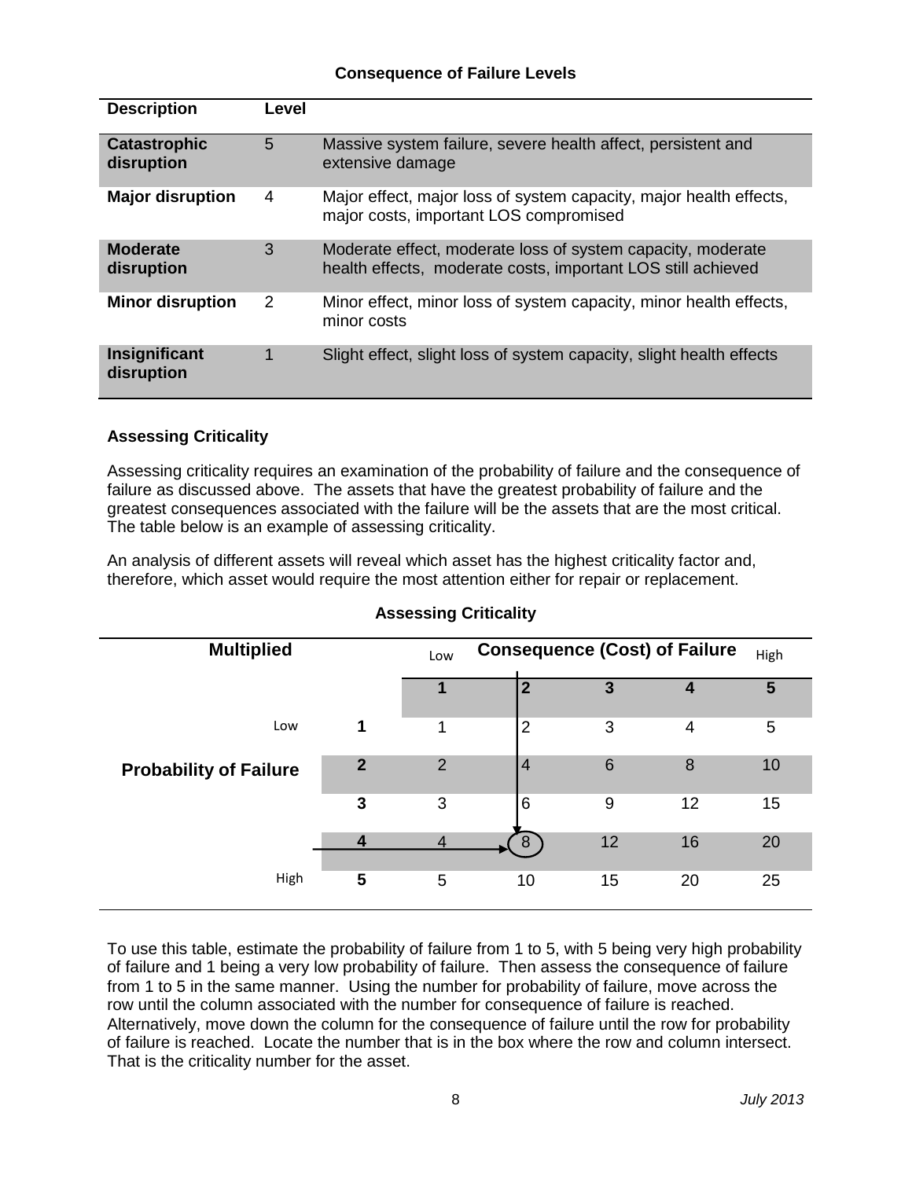**Consequence of Failure Levels**

| Description | Level | |
|---|---|---|
| **Catastrophic disruption** | 5 | Massive system failure, severe health affect, persistent and extensive damage |
| **Major disruption** | 4 | Major effect, major loss of system capacity, major health effects, major costs, important LOS compromised |
| **Moderate disruption** | 3 | Moderate effect, moderate loss of system capacity, moderate health effects, moderate costs, important LOS still achieved |
| **Minor disruption** | 2 | Minor effect, minor loss of system capacity, minor health effects, minor costs |
| **Insignificant disruption** | 1 | Slight effect, slight loss of system capacity, slight health effects |

### Assessing Criticality

Assessing criticality requires an examination of the probability of failure and the consequence of failure as discussed above. The assets that have the greatest probability of failure and the greatest consequences associated with the failure will be the assets that are the most critical. The table below is an example of assessing criticality.

An analysis of different assets will reveal which asset has the highest criticality factor and, therefore, which asset would require the most attention either for repair or replacement.

**Assessing Criticality**

| **Multiplied** | | Low | **Consequence (Cost) of Failure** | | | High |
|---|---|---|---|---|---|---|
| | | **1** | **2** | **3** | **4** | **5** |
| Low | **1** | 1 | 2 | 3 | 4 | 5 |
| **Probability of Failure** | **2** | 2 | 4 | 6 | 8 | 10 |
| | **3** | 3 | 6 | 9 | 12 | 15 |
| | **4** | 4 | 8 | 12 | 16 | 20 |
| High | **5** | 5 | 10 | 15 | 20 | 25 |

To use this table, estimate the probability of failure from 1 to 5, with 5 being very high probability of failure and 1 being a very low probability of failure. Then assess the consequence of failure from 1 to 5 in the same manner. Using the number for probability of failure, move across the row until the column associated with the number for consequence of failure is reached. Alternatively, move down the column for the consequence of failure until the row for probability of failure is reached. Locate the number that is in the box where the row and column intersect. That is the criticality number for the asset.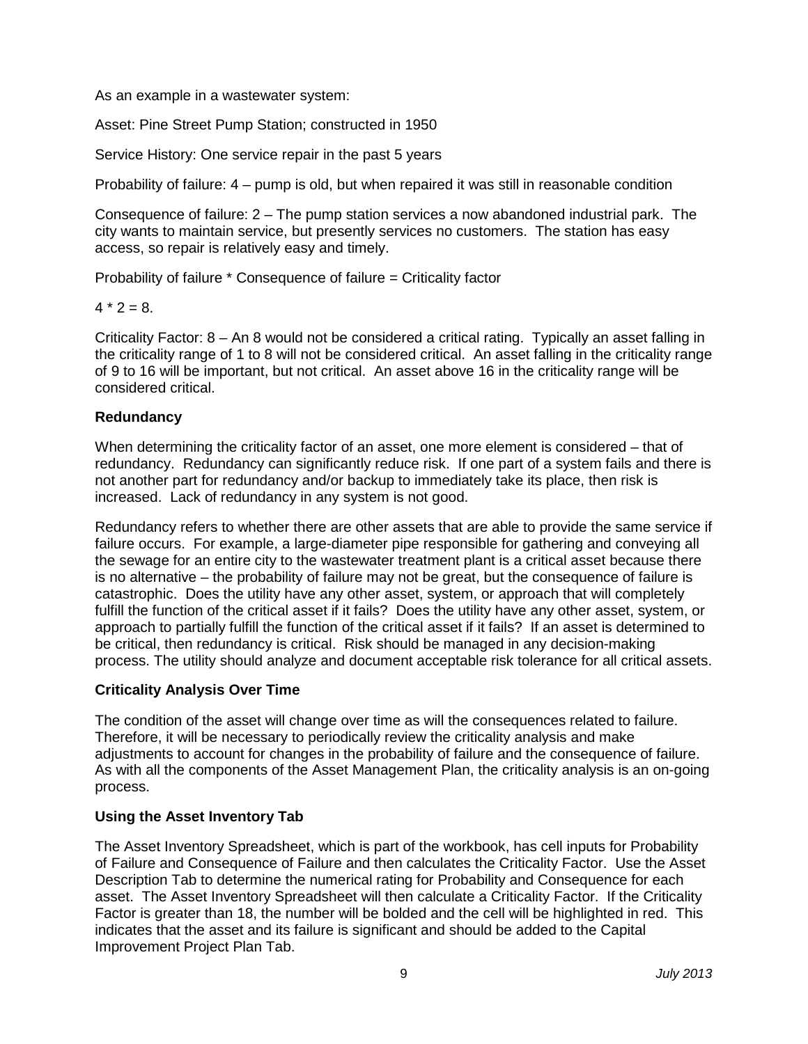As an example in a wastewater system:

Asset: Pine Street Pump Station; constructed in 1950

Service History: One service repair in the past 5 years

Probability of failure: 4 – pump is old, but when repaired it was still in reasonable condition

Consequence of failure: 2 – The pump station services a now abandoned industrial park. The city wants to maintain service, but presently services no customers. The station has easy access, so repair is relatively easy and timely.

Probability of failure * Consequence of failure = Criticality factor

4 * 2 = 8.

Criticality Factor: 8 – An 8 would not be considered a critical rating. Typically an asset falling in the criticality range of 1 to 8 will not be considered critical. An asset falling in the criticality range of 9 to 16 will be important, but not critical. An asset above 16 in the criticality range will be considered critical.

### Redundancy

When determining the criticality factor of an asset, one more element is considered – that of redundancy. Redundancy can significantly reduce risk. If one part of a system fails and there is not another part for redundancy and/or backup to immediately take its place, then risk is increased. Lack of redundancy in any system is not good.

Redundancy refers to whether there are other assets that are able to provide the same service if failure occurs. For example, a large-diameter pipe responsible for gathering and conveying all the sewage for an entire city to the wastewater treatment plant is a critical asset because there is no alternative – the probability of failure may not be great, but the consequence of failure is catastrophic. Does the utility have any other asset, system, or approach that will completely fulfill the function of the critical asset if it fails? Does the utility have any other asset, system, or approach to partially fulfill the function of the critical asset if it fails? If an asset is determined to be critical, then redundancy is critical. Risk should be managed in any decision-making process. The utility should analyze and document acceptable risk tolerance for all critical assets.

### Criticality Analysis Over Time

The condition of the asset will change over time as will the consequences related to failure. Therefore, it will be necessary to periodically review the criticality analysis and make adjustments to account for changes in the probability of failure and the consequence of failure. As with all the components of the Asset Management Plan, the criticality analysis is an on-going process.

### Using the Asset Inventory Tab

The Asset Inventory Spreadsheet, which is part of the workbook, has cell inputs for Probability of Failure and Consequence of Failure and then calculates the Criticality Factor. Use the Asset Description Tab to determine the numerical rating for Probability and Consequence for each asset. The Asset Inventory Spreadsheet will then calculate a Criticality Factor. If the Criticality Factor is greater than 18, the number will be bolded and the cell will be highlighted in red. This indicates that the asset and its failure is significant and should be added to the Capital Improvement Project Plan Tab.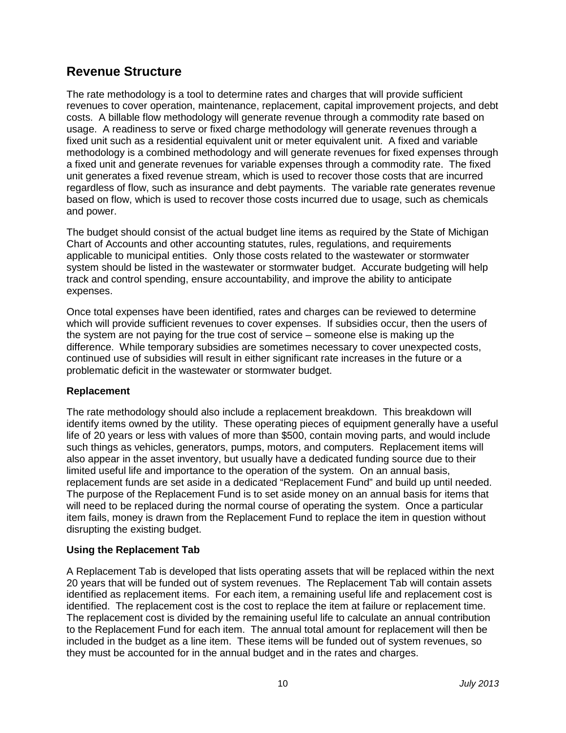## Revenue Structure

The rate methodology is a tool to determine rates and charges that will provide sufficient revenues to cover operation, maintenance, replacement, capital improvement projects, and debt costs. A billable flow methodology will generate revenue through a commodity rate based on usage. A readiness to serve or fixed charge methodology will generate revenues through a fixed unit such as a residential equivalent unit or meter equivalent unit. A fixed and variable methodology is a combined methodology and will generate revenues for fixed expenses through a fixed unit and generate revenues for variable expenses through a commodity rate. The fixed unit generates a fixed revenue stream, which is used to recover those costs that are incurred regardless of flow, such as insurance and debt payments. The variable rate generates revenue based on flow, which is used to recover those costs incurred due to usage, such as chemicals and power.

The budget should consist of the actual budget line items as required by the State of Michigan Chart of Accounts and other accounting statutes, rules, regulations, and requirements applicable to municipal entities. Only those costs related to the wastewater or stormwater system should be listed in the wastewater or stormwater budget. Accurate budgeting will help track and control spending, ensure accountability, and improve the ability to anticipate expenses.

Once total expenses have been identified, rates and charges can be reviewed to determine which will provide sufficient revenues to cover expenses. If subsidies occur, then the users of the system are not paying for the true cost of service – someone else is making up the difference. While temporary subsidies are sometimes necessary to cover unexpected costs, continued use of subsidies will result in either significant rate increases in the future or a problematic deficit in the wastewater or stormwater budget.

### Replacement

The rate methodology should also include a replacement breakdown. This breakdown will identify items owned by the utility. These operating pieces of equipment generally have a useful life of 20 years or less with values of more than $500, contain moving parts, and would include such things as vehicles, generators, pumps, motors, and computers. Replacement items will also appear in the asset inventory, but usually have a dedicated funding source due to their limited useful life and importance to the operation of the system. On an annual basis, replacement funds are set aside in a dedicated "Replacement Fund" and build up until needed. The purpose of the Replacement Fund is to set aside money on an annual basis for items that will need to be replaced during the normal course of operating the system. Once a particular item fails, money is drawn from the Replacement Fund to replace the item in question without disrupting the existing budget.

### Using the Replacement Tab

A Replacement Tab is developed that lists operating assets that will be replaced within the next 20 years that will be funded out of system revenues. The Replacement Tab will contain assets identified as replacement items. For each item, a remaining useful life and replacement cost is identified. The replacement cost is the cost to replace the item at failure or replacement time. The replacement cost is divided by the remaining useful life to calculate an annual contribution to the Replacement Fund for each item. The annual total amount for replacement will then be included in the budget as a line item. These items will be funded out of system revenues, so they must be accounted for in the annual budget and in the rates and charges.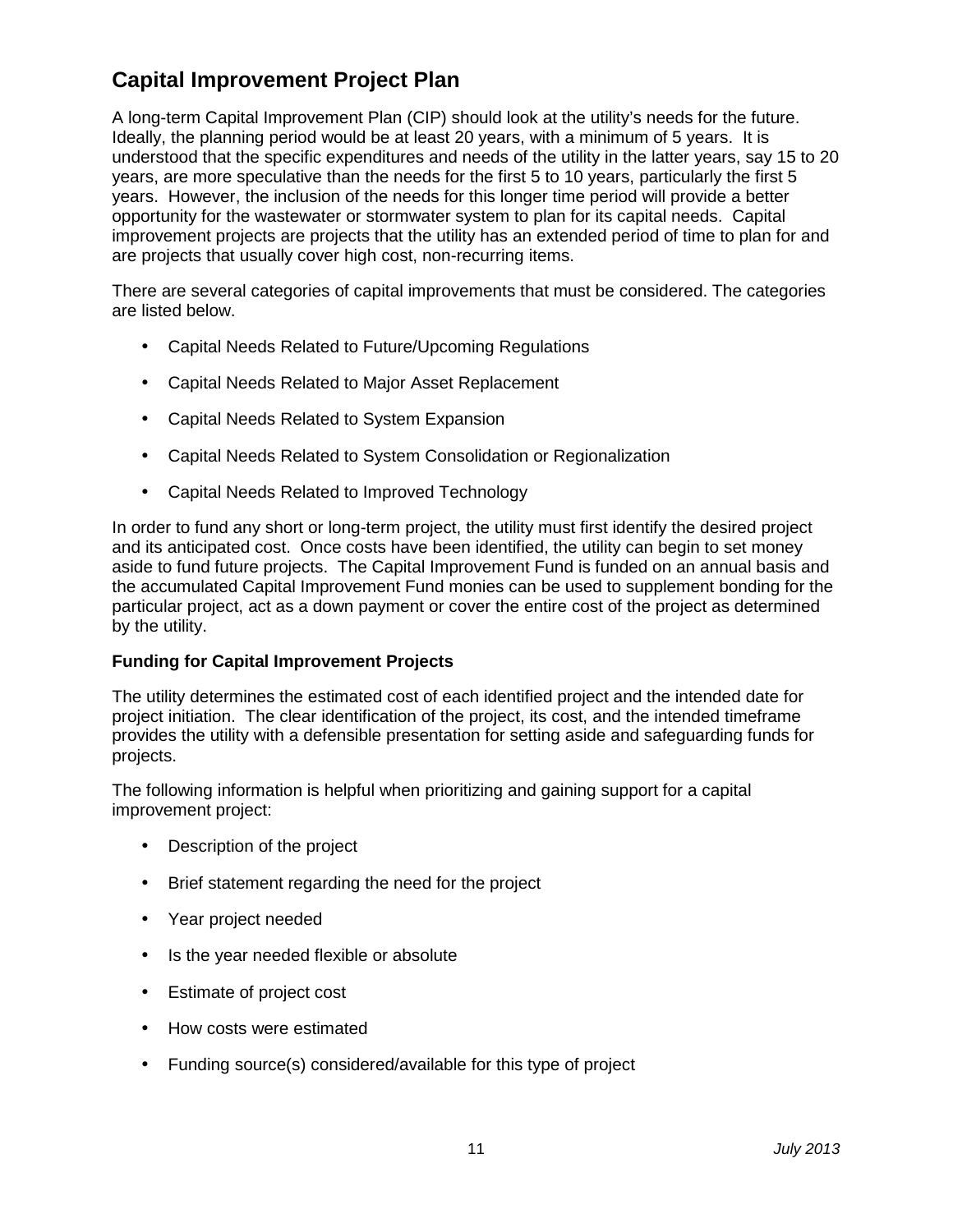## Capital Improvement Project Plan

A long-term Capital Improvement Plan (CIP) should look at the utility's needs for the future. Ideally, the planning period would be at least 20 years, with a minimum of 5 years. It is understood that the specific expenditures and needs of the utility in the latter years, say 15 to 20 years, are more speculative than the needs for the first 5 to 10 years, particularly the first 5 years. However, the inclusion of the needs for this longer time period will provide a better opportunity for the wastewater or stormwater system to plan for its capital needs. Capital improvement projects are projects that the utility has an extended period of time to plan for and are projects that usually cover high cost, non-recurring items.

There are several categories of capital improvements that must be considered. The categories are listed below.

- Capital Needs Related to Future/Upcoming Regulations
- Capital Needs Related to Major Asset Replacement
- Capital Needs Related to System Expansion
- Capital Needs Related to System Consolidation or Regionalization
- Capital Needs Related to Improved Technology

In order to fund any short or long-term project, the utility must first identify the desired project and its anticipated cost. Once costs have been identified, the utility can begin to set money aside to fund future projects. The Capital Improvement Fund is funded on an annual basis and the accumulated Capital Improvement Fund monies can be used to supplement bonding for the particular project, act as a down payment or cover the entire cost of the project as determined by the utility.

### Funding for Capital Improvement Projects

The utility determines the estimated cost of each identified project and the intended date for project initiation. The clear identification of the project, its cost, and the intended timeframe provides the utility with a defensible presentation for setting aside and safeguarding funds for projects.

The following information is helpful when prioritizing and gaining support for a capital improvement project:

- Description of the project
- Brief statement regarding the need for the project
- Year project needed
- Is the year needed flexible or absolute
- Estimate of project cost
- How costs were estimated
- Funding source(s) considered/available for this type of project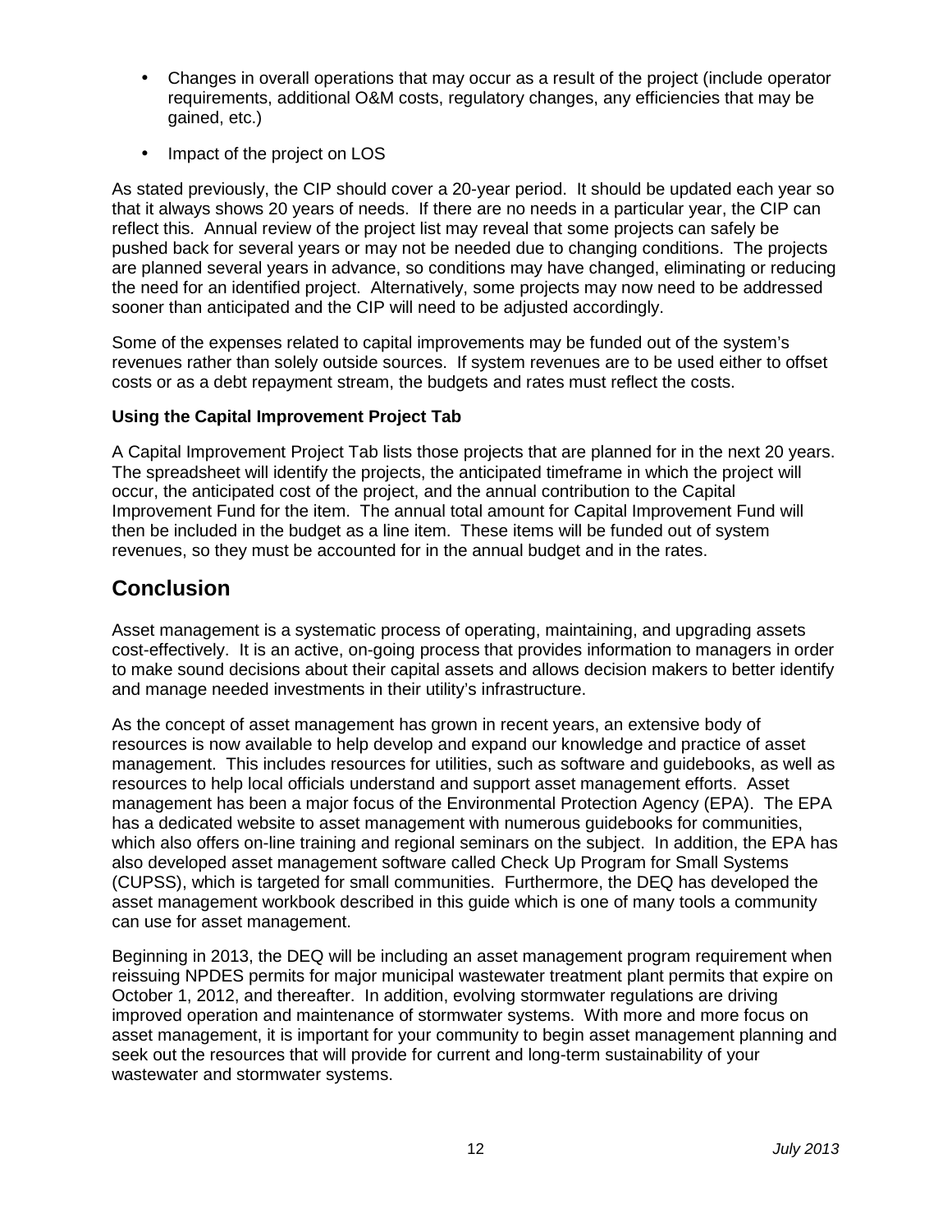- Changes in overall operations that may occur as a result of the project (include operator requirements, additional O&M costs, regulatory changes, any efficiencies that may be gained, etc.)
- Impact of the project on LOS

As stated previously, the CIP should cover a 20-year period. It should be updated each year so that it always shows 20 years of needs. If there are no needs in a particular year, the CIP can reflect this. Annual review of the project list may reveal that some projects can safely be pushed back for several years or may not be needed due to changing conditions. The projects are planned several years in advance, so conditions may have changed, eliminating or reducing the need for an identified project. Alternatively, some projects may now need to be addressed sooner than anticipated and the CIP will need to be adjusted accordingly.

Some of the expenses related to capital improvements may be funded out of the system's revenues rather than solely outside sources. If system revenues are to be used either to offset costs or as a debt repayment stream, the budgets and rates must reflect the costs.

**Using the Capital Improvement Project Tab**

A Capital Improvement Project Tab lists those projects that are planned for in the next 20 years. The spreadsheet will identify the projects, the anticipated timeframe in which the project will occur, the anticipated cost of the project, and the annual contribution to the Capital Improvement Fund for the item. The annual total amount for Capital Improvement Fund will then be included in the budget as a line item. These items will be funded out of system revenues, so they must be accounted for in the annual budget and in the rates.

## Conclusion

Asset management is a systematic process of operating, maintaining, and upgrading assets cost-effectively. It is an active, on-going process that provides information to managers in order to make sound decisions about their capital assets and allows decision makers to better identify and manage needed investments in their utility's infrastructure.

As the concept of asset management has grown in recent years, an extensive body of resources is now available to help develop and expand our knowledge and practice of asset management. This includes resources for utilities, such as software and guidebooks, as well as resources to help local officials understand and support asset management efforts. Asset management has been a major focus of the Environmental Protection Agency (EPA). The EPA has a dedicated website to asset management with numerous guidebooks for communities, which also offers on-line training and regional seminars on the subject. In addition, the EPA has also developed asset management software called Check Up Program for Small Systems (CUPSS), which is targeted for small communities. Furthermore, the DEQ has developed the asset management workbook described in this guide which is one of many tools a community can use for asset management.

Beginning in 2013, the DEQ will be including an asset management program requirement when reissuing NPDES permits for major municipal wastewater treatment plant permits that expire on October 1, 2012, and thereafter. In addition, evolving stormwater regulations are driving improved operation and maintenance of stormwater systems. With more and more focus on asset management, it is important for your community to begin asset management planning and seek out the resources that will provide for current and long-term sustainability of your wastewater and stormwater systems.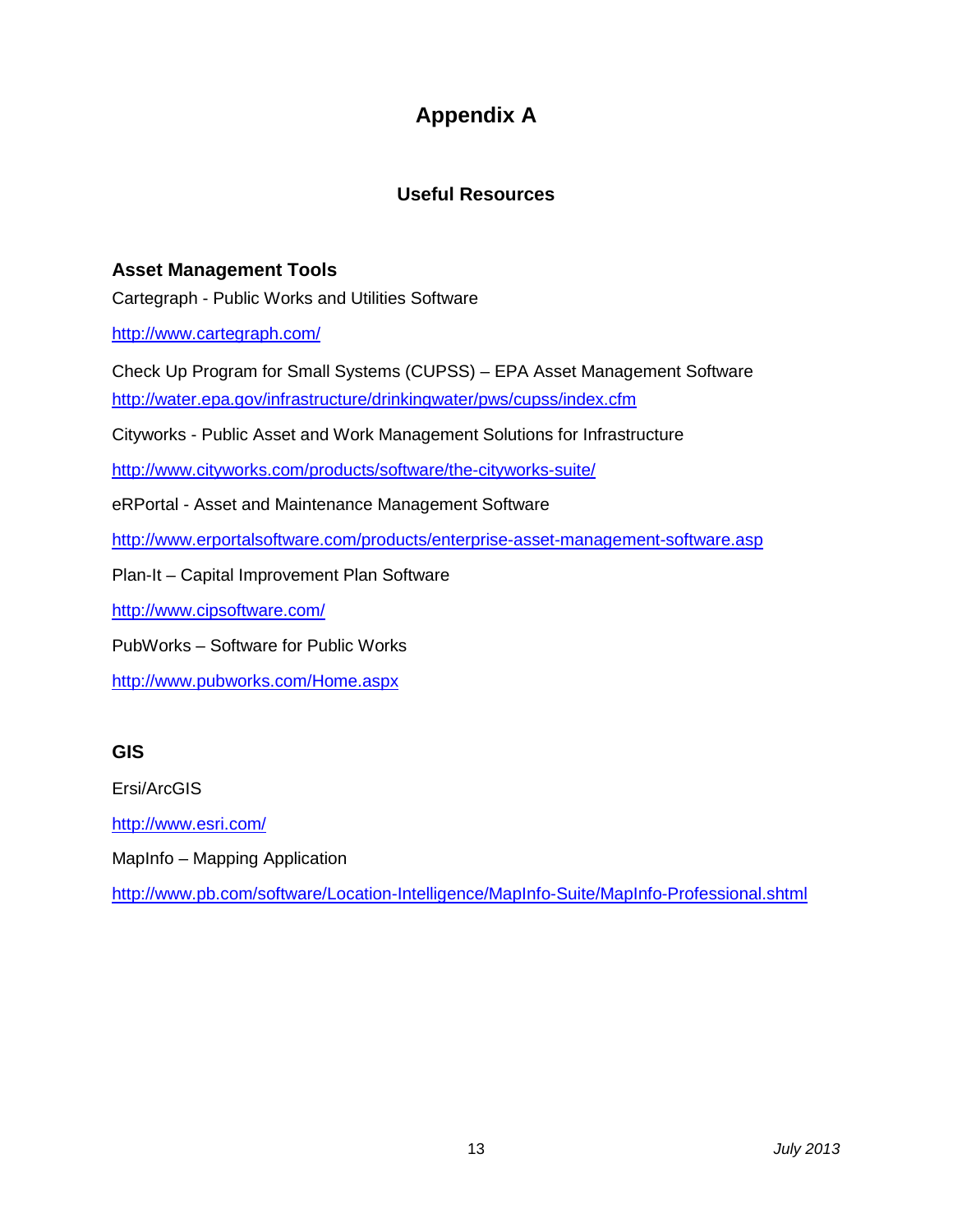# Appendix A

## Useful Resources

### Asset Management Tools

Cartegraph - Public Works and Utilities Software

http://www.cartegraph.com/

Check Up Program for Small Systems (CUPSS) – EPA Asset Management Software
http://water.epa.gov/infrastructure/drinkingwater/pws/cupss/index.cfm

Cityworks - Public Asset and Work Management Solutions for Infrastructure

http://www.cityworks.com/products/software/the-cityworks-suite/

eRPortal - Asset and Maintenance Management Software

http://www.erportalsoftware.com/products/enterprise-asset-management-software.asp

Plan-It – Capital Improvement Plan Software

http://www.cipsoftware.com/

PubWorks – Software for Public Works

http://www.pubworks.com/Home.aspx

### GIS

Ersi/ArcGIS

http://www.esri.com/

MapInfo – Mapping Application

http://www.pb.com/software/Location-Intelligence/MapInfo-Suite/MapInfo-Professional.shtml